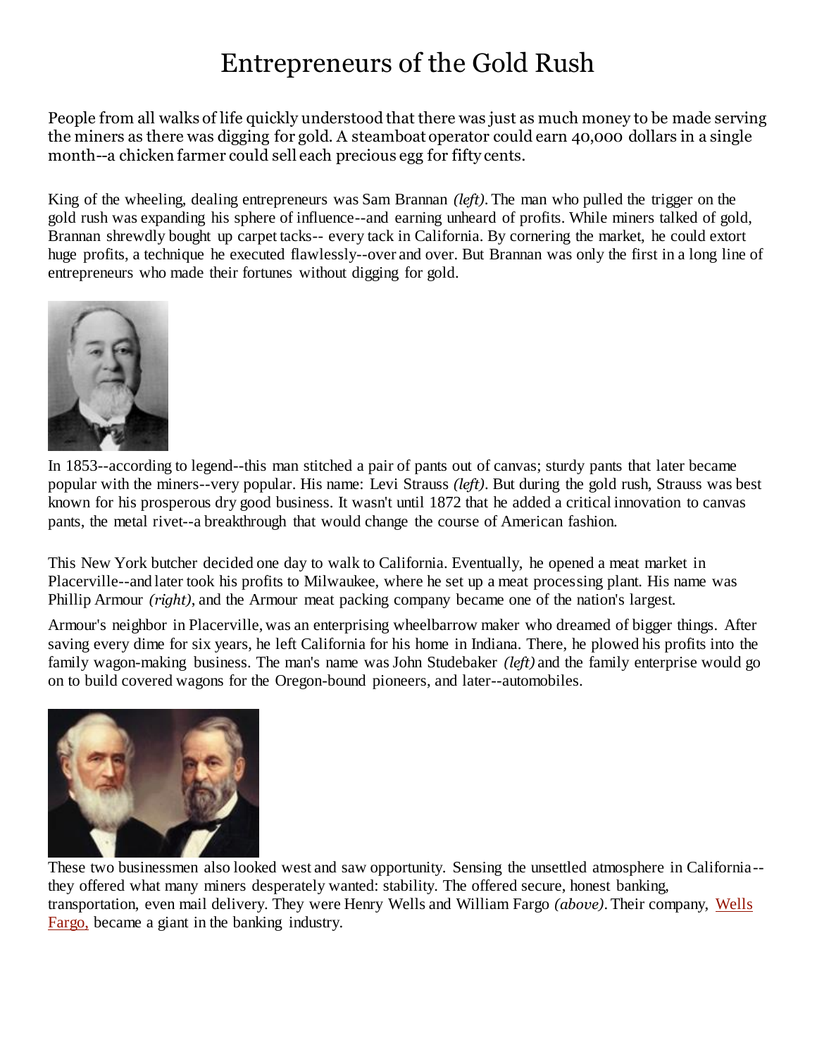# Entrepreneurs of the Gold Rush

People from all walks of life quickly understood that there was just as much money to be made serving the miners as there was digging for gold. A steamboat operator could earn 40,000 dollars in a single month--a chicken farmer could sell each precious egg for fifty cents.

King of the wheeling, dealing entrepreneurs was Sam Brannan *(left)*. The man who pulled the trigger on the gold rush was expanding his sphere of influence--and earning unheard of profits. While miners talked of gold, Brannan shrewdly bought up carpet tacks-- every tack in California. By cornering the market, he could extort huge profits, a technique he executed flawlessly--over and over. But Brannan was only the first in a long line of entrepreneurs who made their fortunes without digging for gold.

In 1853--according to legend--this man stitched a pair of pants out of canvas; sturdy pants that later became popular with the miners--very popular. His name: Levi Strauss *(left)*. But during the gold rush, Strauss was best known for his prosperous dry good business. It wasn't until 1872 that he added a critical innovation to canvas pants, the metal rivet--a breakthrough that would change the course of American fashion.

This New York butcher decided one day to walk to California. Eventually, he opened a meat market in Placerville--and later took his profits to Milwaukee, where he set up a meat processing plant. His name was Phillip Armour *(right)*, and the Armour meat packing company became one of the nation's largest.

Armour's neighbor in Placerville, was an enterprising wheelbarrow maker who dreamed of bigger things. After saving every dime for six years, he left California for his home in Indiana. There, he plowed his profits into the family wagon-making business. The man's name was John Studebaker *(left)* and the family enterprise would go on to build covered wagons for the Oregon-bound pioneers, and later--automobiles.

These two businessmen also looked west and saw opportunity. Sensing the unsettled atmosphere in California--they offered what many miners desperately wanted: stability. The offered secure, honest banking, transportation, even mail delivery. They were Henry Wells and William Fargo *(above)*. Their company, Wells Fargo, became a giant in the banking industry.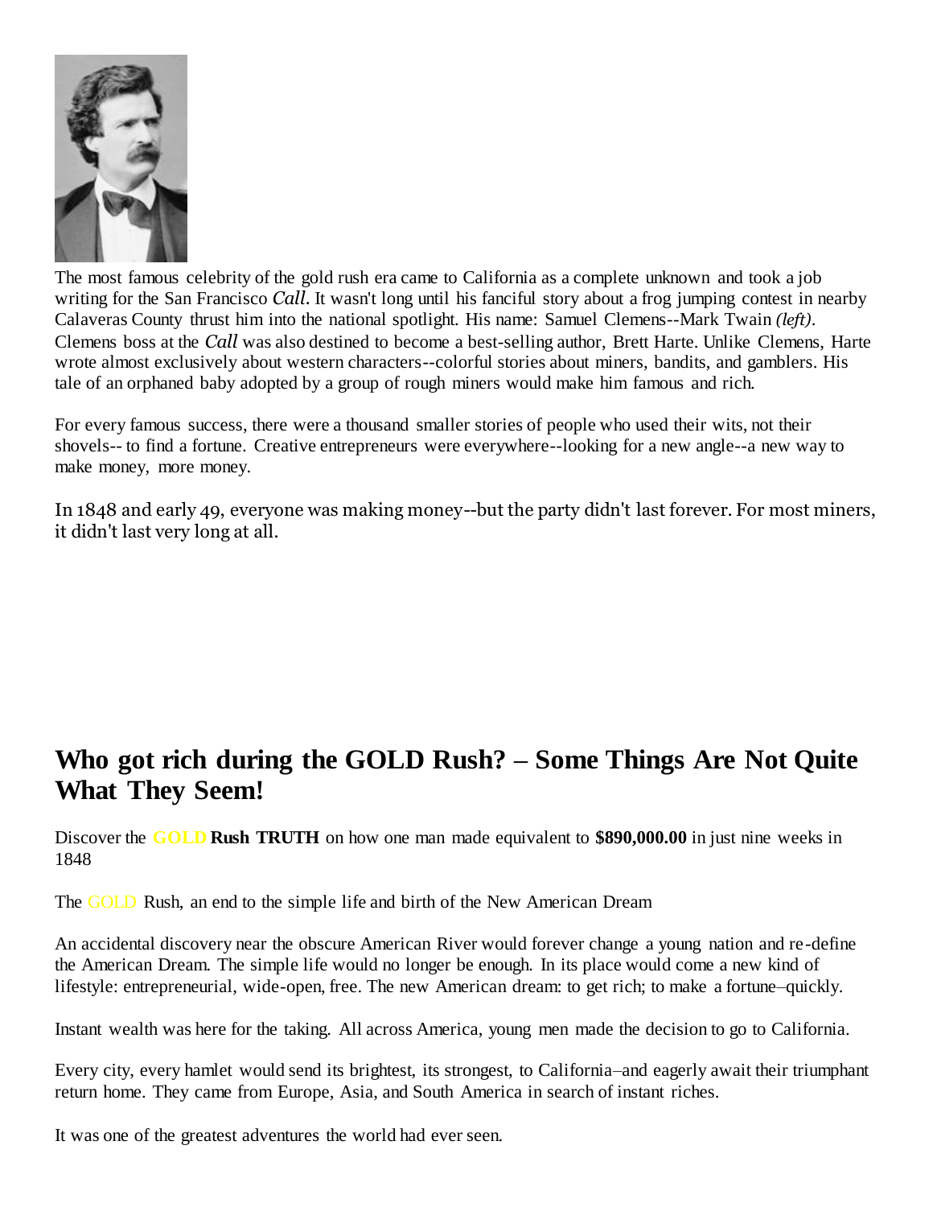The most famous celebrity of the gold rush era came to California as a complete unknown and took a job writing for the San Francisco *Call*. It wasn't long until his fanciful story about a frog jumping contest in nearby Calaveras County thrust him into the national spotlight. His name: Samuel Clemens--Mark Twain *(left)*. Clemens boss at the *Call* was also destined to become a best-selling author, Brett Harte. Unlike Clemens, Harte wrote almost exclusively about western characters--colorful stories about miners, bandits, and gamblers. His tale of an orphaned baby adopted by a group of rough miners would make him famous and rich.

For every famous success, there were a thousand smaller stories of people who used their wits, not their shovels-- to find a fortune. Creative entrepreneurs were everywhere--looking for a new angle--a new way to make money, more money.

In 1848 and early 49, everyone was making money--but the party didn't last forever. For most miners, it didn't last very long at all.

## Who got rich during the GOLD Rush? – Some Things Are Not Quite What They Seem!

Discover the **GOLD Rush TRUTH** on how one man made equivalent to **$890,000.00** in just nine weeks in 1848

The GOLD Rush, an end to the simple life and birth of the New American Dream

An accidental discovery near the obscure American River would forever change a young nation and re-define the American Dream. The simple life would no longer be enough. In its place would come a new kind of lifestyle: entrepreneurial, wide-open, free. The new American dream: to get rich; to make a fortune–quickly.

Instant wealth was here for the taking. All across America, young men made the decision to go to California.

Every city, every hamlet would send its brightest, its strongest, to California–and eagerly await their triumphant return home. They came from Europe, Asia, and South America in search of instant riches.

It was one of the greatest adventures the world had ever seen.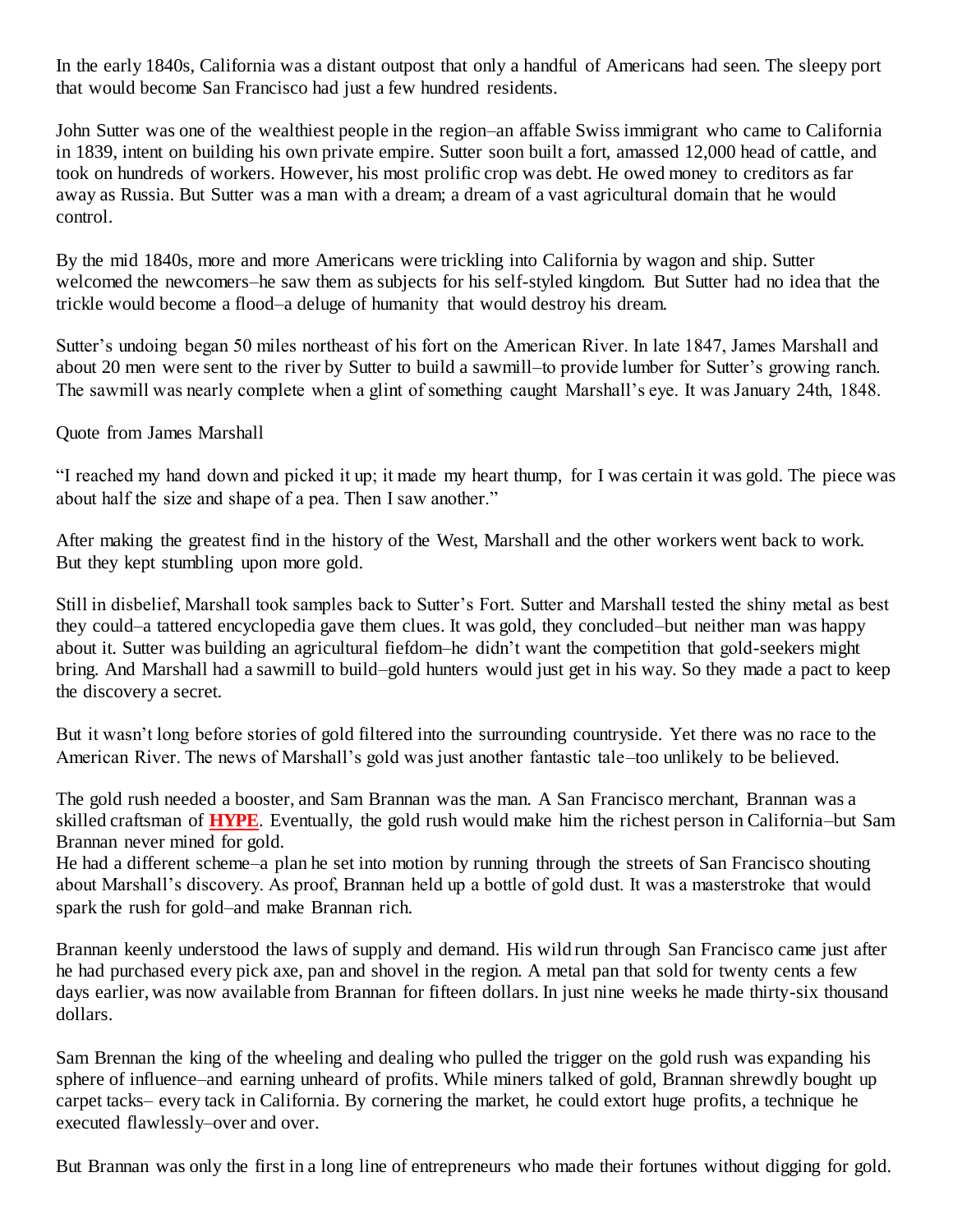In the early 1840s, California was a distant outpost that only a handful of Americans had seen. The sleepy port that would become San Francisco had just a few hundred residents.

John Sutter was one of the wealthiest people in the region–an affable Swiss immigrant who came to California in 1839, intent on building his own private empire. Sutter soon built a fort, amassed 12,000 head of cattle, and took on hundreds of workers. However, his most prolific crop was debt. He owed money to creditors as far away as Russia. But Sutter was a man with a dream; a dream of a vast agricultural domain that he would control.

By the mid 1840s, more and more Americans were trickling into California by wagon and ship. Sutter welcomed the newcomers–he saw them as subjects for his self-styled kingdom. But Sutter had no idea that the trickle would become a flood–a deluge of humanity that would destroy his dream.

Sutter's undoing began 50 miles northeast of his fort on the American River. In late 1847, James Marshall and about 20 men were sent to the river by Sutter to build a sawmill–to provide lumber for Sutter's growing ranch. The sawmill was nearly complete when a glint of something caught Marshall's eye. It was January 24th, 1848.

Quote from James Marshall

"I reached my hand down and picked it up; it made my heart thump, for I was certain it was gold. The piece was about half the size and shape of a pea. Then I saw another."

After making the greatest find in the history of the West, Marshall and the other workers went back to work. But they kept stumbling upon more gold.

Still in disbelief, Marshall took samples back to Sutter's Fort. Sutter and Marshall tested the shiny metal as best they could–a tattered encyclopedia gave them clues. It was gold, they concluded–but neither man was happy about it. Sutter was building an agricultural fiefdom–he didn't want the competition that gold-seekers might bring. And Marshall had a sawmill to build–gold hunters would just get in his way. So they made a pact to keep the discovery a secret.

But it wasn't long before stories of gold filtered into the surrounding countryside. Yet there was no race to the American River. The news of Marshall's gold was just another fantastic tale–too unlikely to be believed.

The gold rush needed a booster, and Sam Brannan was the man. A San Francisco merchant, Brannan was a skilled craftsman of **HYPE**. Eventually, the gold rush would make him the richest person in California–but Sam Brannan never mined for gold.
He had a different scheme–a plan he set into motion by running through the streets of San Francisco shouting about Marshall's discovery. As proof, Brannan held up a bottle of gold dust. It was a masterstroke that would spark the rush for gold–and make Brannan rich.

Brannan keenly understood the laws of supply and demand. His wild run through San Francisco came just after he had purchased every pick axe, pan and shovel in the region. A metal pan that sold for twenty cents a few days earlier, was now available from Brannan for fifteen dollars. In just nine weeks he made thirty-six thousand dollars.

Sam Brennan the king of the wheeling and dealing who pulled the trigger on the gold rush was expanding his sphere of influence–and earning unheard of profits. While miners talked of gold, Brannan shrewdly bought up carpet tacks– every tack in California. By cornering the market, he could extort huge profits, a technique he executed flawlessly–over and over.

But Brannan was only the first in a long line of entrepreneurs who made their fortunes without digging for gold.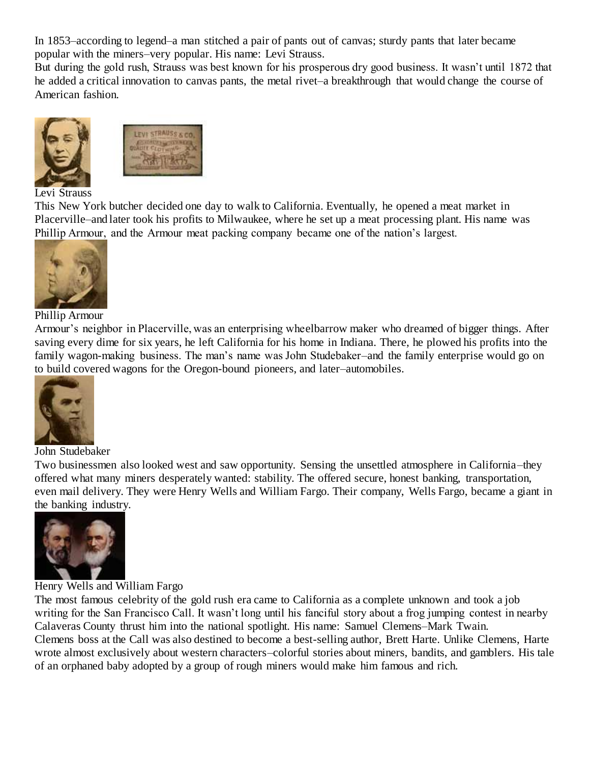In 1853–according to legend–a man stitched a pair of pants out of canvas; sturdy pants that later became popular with the miners–very popular. His name: Levi Strauss.

But during the gold rush, Strauss was best known for his prosperous dry good business. It wasn't until 1872 that he added a critical innovation to canvas pants, the metal rivet–a breakthrough that would change the course of American fashion.

Levi Strauss

This New York butcher decided one day to walk to California. Eventually, he opened a meat market in Placerville–and later took his profits to Milwaukee, where he set up a meat processing plant. His name was Phillip Armour, and the Armour meat packing company became one of the nation's largest.

Phillip Armour

Armour's neighbor in Placerville, was an enterprising wheelbarrow maker who dreamed of bigger things. After saving every dime for six years, he left California for his home in Indiana. There, he plowed his profits into the family wagon-making business. The man's name was John Studebaker–and the family enterprise would go on to build covered wagons for the Oregon-bound pioneers, and later–automobiles.

John Studebaker

Two businessmen also looked west and saw opportunity. Sensing the unsettled atmosphere in California–they offered what many miners desperately wanted: stability. The offered secure, honest banking, transportation, even mail delivery. They were Henry Wells and William Fargo. Their company, Wells Fargo, became a giant in the banking industry.

Henry Wells and William Fargo

The most famous celebrity of the gold rush era came to California as a complete unknown and took a job writing for the San Francisco Call. It wasn't long until his fanciful story about a frog jumping contest in nearby Calaveras County thrust him into the national spotlight. His name: Samuel Clemens–Mark Twain.

Clemens boss at the Call was also destined to become a best-selling author, Brett Harte. Unlike Clemens, Harte wrote almost exclusively about western characters–colorful stories about miners, bandits, and gamblers. His tale of an orphaned baby adopted by a group of rough miners would make him famous and rich.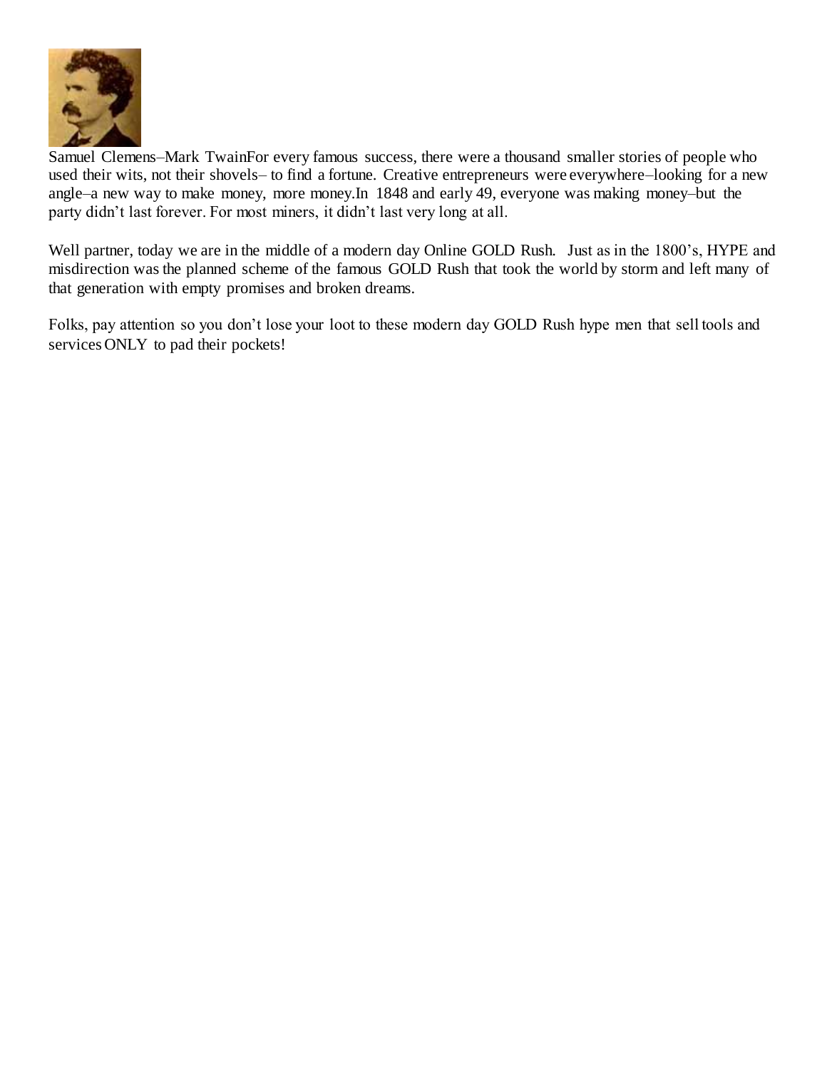Samuel Clemens–Mark TwainFor every famous success, there were a thousand smaller stories of people who used their wits, not their shovels– to find a fortune. Creative entrepreneurs were everywhere–looking for a new angle–a new way to make money, more money.In 1848 and early 49, everyone was making money–but the party didn't last forever. For most miners, it didn't last very long at all.

Well partner, today we are in the middle of a modern day Online GOLD Rush. Just as in the 1800's, HYPE and misdirection was the planned scheme of the famous GOLD Rush that took the world by storm and left many of that generation with empty promises and broken dreams.

Folks, pay attention so you don't lose your loot to these modern day GOLD Rush hype men that sell tools and services ONLY to pad their pockets!